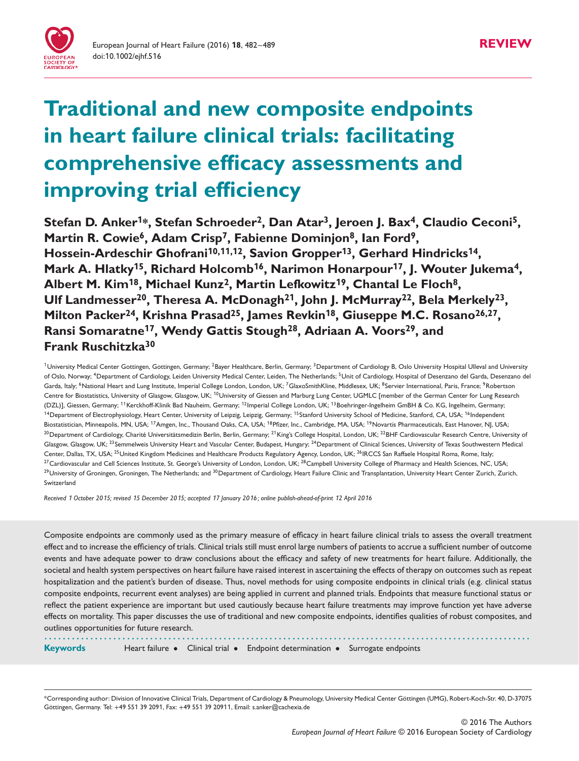REVIEW

# Traditional and new composite endpoints in heart failure clinical trials: facilitating comprehensive efficacy assessments and improving trial efficiency

**Stefan D. Anker[1]*, Stefan Schroeder[2], Dan Atar[3], Jeroen J. Bax[4], Claudio Ceconi[5], Martin R. Cowie[6], Adam Crisp[7], Fabienne Dominjon[8], Ian Ford[9], Hossein-Ardeschir Ghofrani[10,11,12], Savion Gropper[13], Gerhard Hindricks[14], Mark A. Hlatky[15], Richard Holcomb[16], Narimon Honarpour[17], J. Wouter Jukema[4], Albert M. Kim[18], Michael Kunz[2], Martin Lefkowitz[19], Chantal Le Floch[8], Ulf Landmesser[20], Theresa A. McDonagh[21], John J. McMurray[22], Bela Merkely[23], Milton Packer[24], Krishna Prasad[25], James Revkin[18], Giuseppe M.C. Rosano[26,27], Ransi Somaratne[17], Wendy Gattis Stough[28], Adriaan A. Voors[29], and Frank Ruschitzka[30]**

[1]University Medical Center Gottingen, Gottingen, Germany; [2]Bayer Healthcare, Berlin, Germany; [3]Department of Cardiology B, Oslo University Hospital Ulleval and University of Oslo, Norway; [4]Department of Cardiology, Leiden University Medical Center, Leiden, The Netherlands; [5]Unit of Cardiology, Hospital of Desenzano del Garda, Desenzano del Garda, Italy; [6]National Heart and Lung Institute, Imperial College London, London, UK; [7]GlaxoSmithKline, Middlesex, UK; [8]Servier International, Paris, France; [9]Robertson Centre for Biostatistics, University of Glasgow, Glasgow, UK; [10]University of Giessen and Marburg Lung Center, UGMLC [member of the German Center for Lung Research (DZL)], Giessen, Germany; [11]Kerckhoff-Klinik Bad Nauheim, Germany; [12]Imperial College London, UK; [13]Boehringer-Ingelheim GmbH & Co. KG, Ingelheim, Germany; [14]Department of Electrophysiology, Heart Center, University of Leipzig, Leipzig, Germany; [15]Stanford University School of Medicine, Stanford, CA, USA; [16]Independent Biostatistician, Minneapolis, MN, USA; [17]Amgen, Inc., Thousand Oaks, CA, USA; [18]Pfizer, Inc., Cambridge, MA, USA; [19]Novartis Pharmaceuticals, East Hanover, NJ, USA; [20]Department of Cardiology, Charité Universitätsmedizin Berlin, Berlin, Germany; [21]King's College Hospital, London, UK; [22]BHF Cardiovascular Research Centre, University of Glasgow, Glasgow, UK; [23]Semmelweis University Heart and Vascular Center, Budapest, Hungary; [24]Department of Clinical Sciences, University of Texas Southwestern Medical Center, Dallas, TX, USA; [25]United Kingdom Medicines and Healthcare Products Regulatory Agency, London, UK; [26]IRCCS San Raffaele Hospital Roma, Rome, Italy; [27]Cardiovascular and Cell Sciences Institute, St. George's University of London, London, UK; [28]Campbell University College of Pharmacy and Health Sciences, NC, USA; [29]University of Groningen, Groningen, The Netherlands; and [30]Department of Cardiology, Heart Failure Clinic and Transplantation, University Heart Center Zurich, Zurich, Switzerland

*Received 1 October 2015; revised 15 December 2015; accepted 17 January 2016; online publish-ahead-of-print 12 April 2016*

Composite endpoints are commonly used as the primary measure of efficacy in heart failure clinical trials to assess the overall treatment effect and to increase the efficiency of trials. Clinical trials still must enrol large numbers of patients to accrue a sufficient number of outcome events and have adequate power to draw conclusions about the efficacy and safety of new treatments for heart failure. Additionally, the societal and health system perspectives on heart failure have raised interest in ascertaining the effects of therapy on outcomes such as repeat hospitalization and the patient's burden of disease. Thus, novel methods for using composite endpoints in clinical trials (e.g. clinical status composite endpoints, recurrent event analyses) are being applied in current and planned trials. Endpoints that measure functional status or reflect the patient experience are important but used cautiously because heart failure treatments may improve function yet have adverse effects on mortality. This paper discusses the use of traditional and new composite endpoints, identifies qualities of robust composites, and outlines opportunities for future research.

**Keywords** Heart failure • Clinical trial • Endpoint determination • Surrogate endpoints

*Corresponding author: Division of Innovative Clinical Trials, Department of Cardiology & Pneumology, University Medical Center Göttingen (UMG), Robert-Koch-Str. 40, D-37075 Göttingen, Germany. Tel: +49 551 39 2091, Fax: +49 551 39 20911, Email: s.anker@cachexia.de

© 2016 The Authors
*European Journal of Heart Failure* © 2016 European Society of Cardiology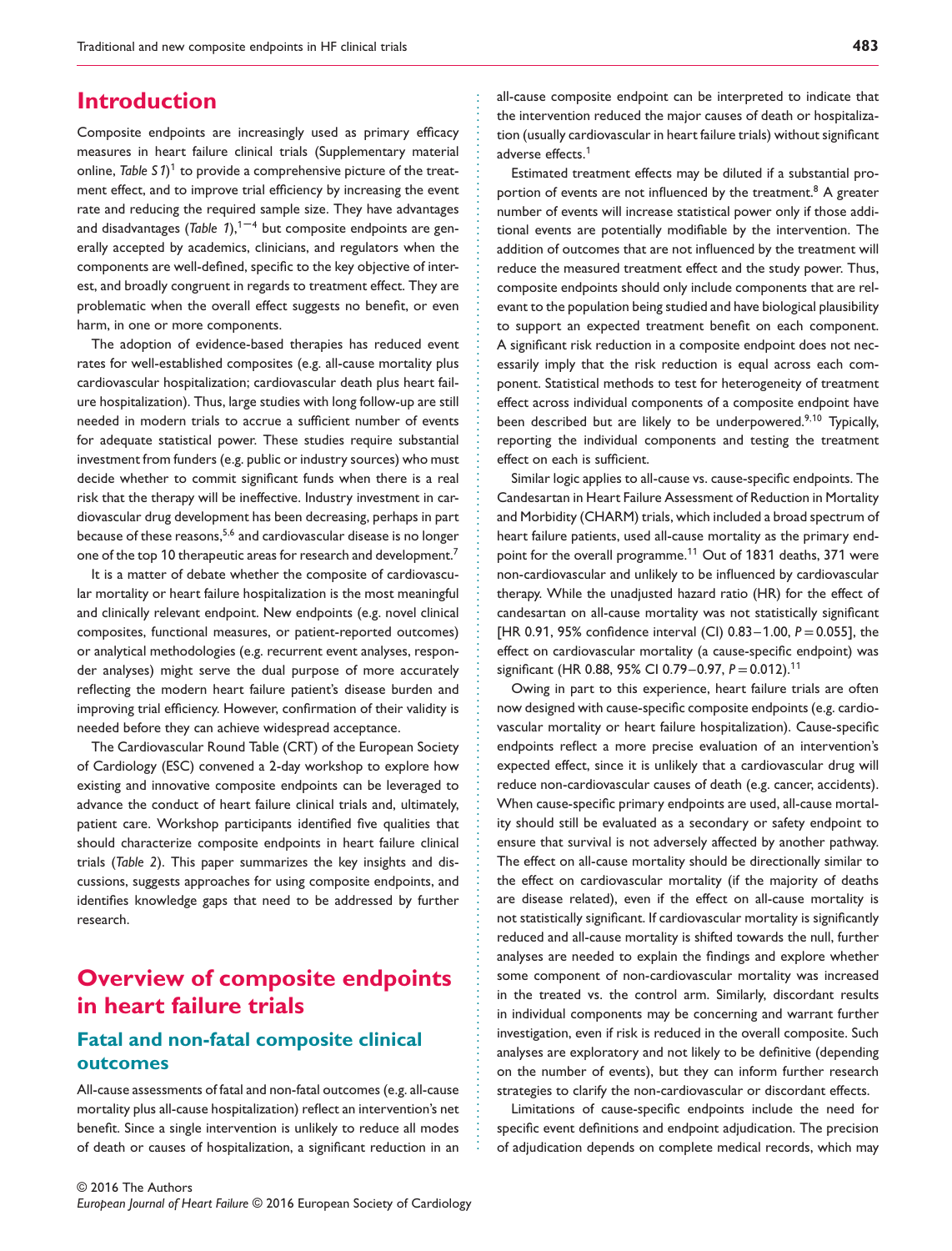## Introduction

Composite endpoints are increasingly used as primary efficacy measures in heart failure clinical trials (Supplementary material online, *Table S1*)[1] to provide a comprehensive picture of the treatment effect, and to improve trial efficiency by increasing the event rate and reducing the required sample size. They have advantages and disadvantages (*Table 1*),[1–4] but composite endpoints are generally accepted by academics, clinicians, and regulators when the components are well-defined, specific to the key objective of interest, and broadly congruent in regards to treatment effect. They are problematic when the overall effect suggests no benefit, or even harm, in one or more components.

The adoption of evidence-based therapies has reduced event rates for well-established composites (e.g. all-cause mortality plus cardiovascular hospitalization; cardiovascular death plus heart failure hospitalization). Thus, large studies with long follow-up are still needed in modern trials to accrue a sufficient number of events for adequate statistical power. These studies require substantial investment from funders (e.g. public or industry sources) who must decide whether to commit significant funds when there is a real risk that the therapy will be ineffective. Industry investment in cardiovascular drug development has been decreasing, perhaps in part because of these reasons,[5,6] and cardiovascular disease is no longer one of the top 10 therapeutic areas for research and development.[7]

It is a matter of debate whether the composite of cardiovascular mortality or heart failure hospitalization is the most meaningful and clinically relevant endpoint. New endpoints (e.g. novel clinical composites, functional measures, or patient-reported outcomes) or analytical methodologies (e.g. recurrent event analyses, responder analyses) might serve the dual purpose of more accurately reflecting the modern heart failure patient's disease burden and improving trial efficiency. However, confirmation of their validity is needed before they can achieve widespread acceptance.

The Cardiovascular Round Table (CRT) of the European Society of Cardiology (ESC) convened a 2-day workshop to explore how existing and innovative composite endpoints can be leveraged to advance the conduct of heart failure clinical trials and, ultimately, patient care. Workshop participants identified five qualities that should characterize composite endpoints in heart failure clinical trials (*Table 2*). This paper summarizes the key insights and discussions, suggests approaches for using composite endpoints, and identifies knowledge gaps that need to be addressed by further research.

## Overview of composite endpoints in heart failure trials

### Fatal and non-fatal composite clinical outcomes

All-cause assessments of fatal and non-fatal outcomes (e.g. all-cause mortality plus all-cause hospitalization) reflect an intervention's net benefit. Since a single intervention is unlikely to reduce all modes of death or causes of hospitalization, a significant reduction in an all-cause composite endpoint can be interpreted to indicate that the intervention reduced the major causes of death or hospitalization (usually cardiovascular in heart failure trials) without significant adverse effects.[1]

Estimated treatment effects may be diluted if a substantial proportion of events are not influenced by the treatment.[8] A greater number of events will increase statistical power only if those additional events are potentially modifiable by the intervention. The addition of outcomes that are not influenced by the treatment will reduce the measured treatment effect and the study power. Thus, composite endpoints should only include components that are relevant to the population being studied and have biological plausibility to support an expected treatment benefit on each component. A significant risk reduction in a composite endpoint does not necessarily imply that the risk reduction is equal across each component. Statistical methods to test for heterogeneity of treatment effect across individual components of a composite endpoint have been described but are likely to be underpowered.[9,10] Typically, reporting the individual components and testing the treatment effect on each is sufficient.

Similar logic applies to all-cause vs. cause-specific endpoints. The Candesartan in Heart Failure Assessment of Reduction in Mortality and Morbidity (CHARM) trials, which included a broad spectrum of heart failure patients, used all-cause mortality as the primary endpoint for the overall programme.[11] Out of 1831 deaths, 371 were non-cardiovascular and unlikely to be influenced by cardiovascular therapy. While the unadjusted hazard ratio (HR) for the effect of candesartan on all-cause mortality was not statistically significant [HR 0.91, 95% confidence interval (CI) 0.83–1.00, $P = 0.055$], the effect on cardiovascular mortality (a cause-specific endpoint) was significant (HR 0.88, 95% CI 0.79–0.97, $P = 0.012$).[11]

Owing in part to this experience, heart failure trials are often now designed with cause-specific composite endpoints (e.g. cardiovascular mortality or heart failure hospitalization). Cause-specific endpoints reflect a more precise evaluation of an intervention's expected effect, since it is unlikely that a cardiovascular drug will reduce non-cardiovascular causes of death (e.g. cancer, accidents). When cause-specific primary endpoints are used, all-cause mortality should still be evaluated as a secondary or safety endpoint to ensure that survival is not adversely affected by another pathway. The effect on all-cause mortality should be directionally similar to the effect on cardiovascular mortality (if the majority of deaths are disease related), even if the effect on all-cause mortality is not statistically significant. If cardiovascular mortality is significantly reduced and all-cause mortality is shifted towards the null, further analyses are needed to explain the findings and explore whether some component of non-cardiovascular mortality was increased in the treated vs. the control arm. Similarly, discordant results in individual components may be concerning and warrant further investigation, even if risk is reduced in the overall composite. Such analyses are exploratory and not likely to be definitive (depending on the number of events), but they can inform further research strategies to clarify the non-cardiovascular or discordant effects.

Limitations of cause-specific endpoints include the need for specific event definitions and endpoint adjudication. The precision of adjudication depends on complete medical records, which may

© 2016 The Authors
*European Journal of Heart Failure* © 2016 European Society of Cardiology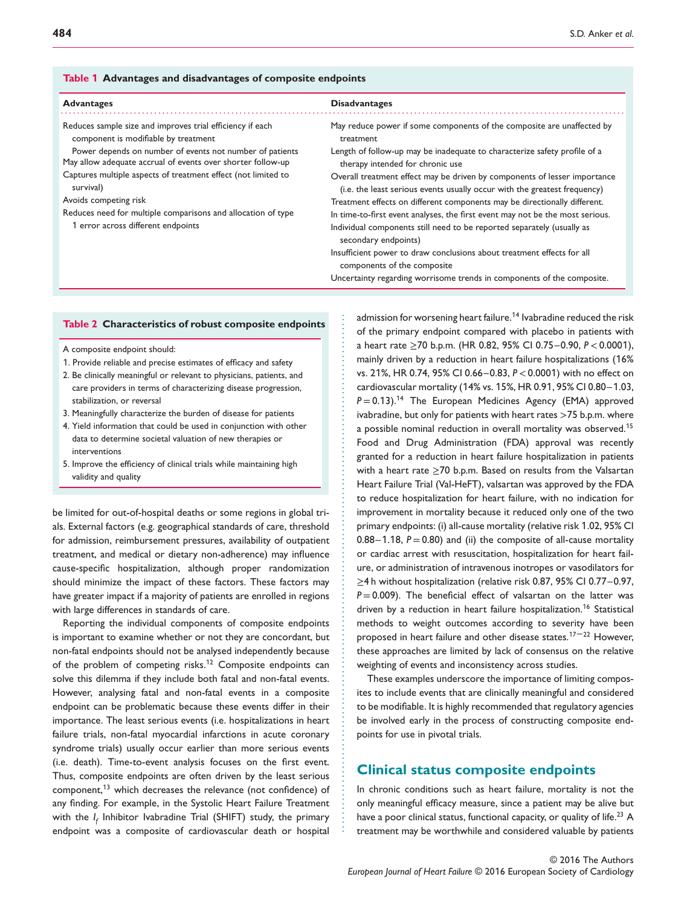**Table 1 Advantages and disadvantages of composite endpoints**

| Advantages | Disadvantages |
|---|---|
| Reduces sample size and improves trial efficiency if each component is modifiable by treatment | May reduce power if some components of the composite are unaffected by treatment |
| Power depends on number of events not number of patients | Length of follow-up may be inadequate to characterize safety profile of a therapy intended for chronic use |
| May allow adequate accrual of events over shorter follow-up | Overall treatment effect may be driven by components of lesser importance (i.e. the least serious events usually occur with the greatest frequency) |
| Captures multiple aspects of treatment effect (not limited to survival) | Treatment effects on different components may be directionally different. |
| Avoids competing risk | In time-to-first event analyses, the first event may not be the most serious. |
| Reduces need for multiple comparisons and allocation of type 1 error across different endpoints | Individual components still need to be reported separately (usually as secondary endpoints) |
| | Insufficient power to draw conclusions about treatment effects for all components of the composite |
| | Uncertainty regarding worrisome trends in components of the composite. |

**Table 2 Characteristics of robust composite endpoints**

A composite endpoint should:

1. Provide reliable and precise estimates of efficacy and safety
2. Be clinically meaningful or relevant to physicians, patients, and care providers in terms of characterizing disease progression, stabilization, or reversal
3. Meaningfully characterize the burden of disease for patients
4. Yield information that could be used in conjunction with other data to determine societal valuation of new therapies or interventions
5. Improve the efficiency of clinical trials while maintaining high validity and quality

be limited for out-of-hospital deaths or some regions in global trials. External factors (e.g. geographical standards of care, threshold for admission, reimbursement pressures, availability of outpatient treatment, and medical or dietary non-adherence) may influence cause-specific hospitalization, although proper randomization should minimize the impact of these factors. These factors may have greater impact if a majority of patients are enrolled in regions with large differences in standards of care.

Reporting the individual components of composite endpoints is important to examine whether or not they are concordant, but non-fatal endpoints should not be analysed independently because of the problem of competing risks.[12] Composite endpoints can solve this dilemma if they include both fatal and non-fatal events. However, analysing fatal and non-fatal events in a composite endpoint can be problematic because these events differ in their importance. The least serious events (i.e. hospitalizations in heart failure trials, non-fatal myocardial infarctions in acute coronary syndrome trials) usually occur earlier than more serious events (i.e. death). Time-to-event analysis focuses on the first event. Thus, composite endpoints are often driven by the least serious component,[13] which decreases the relevance (not confidence) of any finding. For example, in the Systolic Heart Failure Treatment with the $I_f$ Inhibitor Ivabradine Trial (SHIFT) study, the primary endpoint was a composite of cardiovascular death or hospital admission for worsening heart failure.[14] Ivabradine reduced the risk of the primary endpoint compared with placebo in patients with a heart rate ≥70 b.p.m. (HR 0.82, 95% CI 0.75–0.90, $P < 0.0001$), mainly driven by a reduction in heart failure hospitalizations (16% vs. 21%, HR 0.74, 95% CI 0.66–0.83, $P < 0.0001$) with no effect on cardiovascular mortality (14% vs. 15%, HR 0.91, 95% CI 0.80–1.03, $P = 0.13$).[14] The European Medicines Agency (EMA) approved ivabradine, but only for patients with heart rates >75 b.p.m. where a possible nominal reduction in overall mortality was observed.[15] Food and Drug Administration (FDA) approval was recently granted for a reduction in heart failure hospitalization in patients with a heart rate ≥70 b.p.m. Based on results from the Valsartan Heart Failure Trial (Val-HeFT), valsartan was approved by the FDA to reduce hospitalization for heart failure, with no indication for improvement in mortality because it reduced only one of the two primary endpoints: (i) all-cause mortality (relative risk 1.02, 95% CI 0.88–1.18, $P = 0.80$) and (ii) the composite of all-cause mortality or cardiac arrest with resuscitation, hospitalization for heart failure, or administration of intravenous inotropes or vasodilators for ≥4 h without hospitalization (relative risk 0.87, 95% CI 0.77–0.97, $P = 0.009$). The beneficial effect of valsartan on the latter was driven by a reduction in heart failure hospitalization.[16] Statistical methods to weight outcomes according to severity have been proposed in heart failure and other disease states.[17–22] However, these approaches are limited by lack of consensus on the relative weighting of events and inconsistency across studies.

These examples underscore the importance of limiting composites to include events that are clinically meaningful and considered to be modifiable. It is highly recommended that regulatory agencies be involved early in the process of constructing composite endpoints for use in pivotal trials.

## Clinical status composite endpoints

In chronic conditions such as heart failure, mortality is not the only meaningful efficacy measure, since a patient may be alive but have a poor clinical status, functional capacity, or quality of life.[23] A treatment may be worthwhile and considered valuable by patients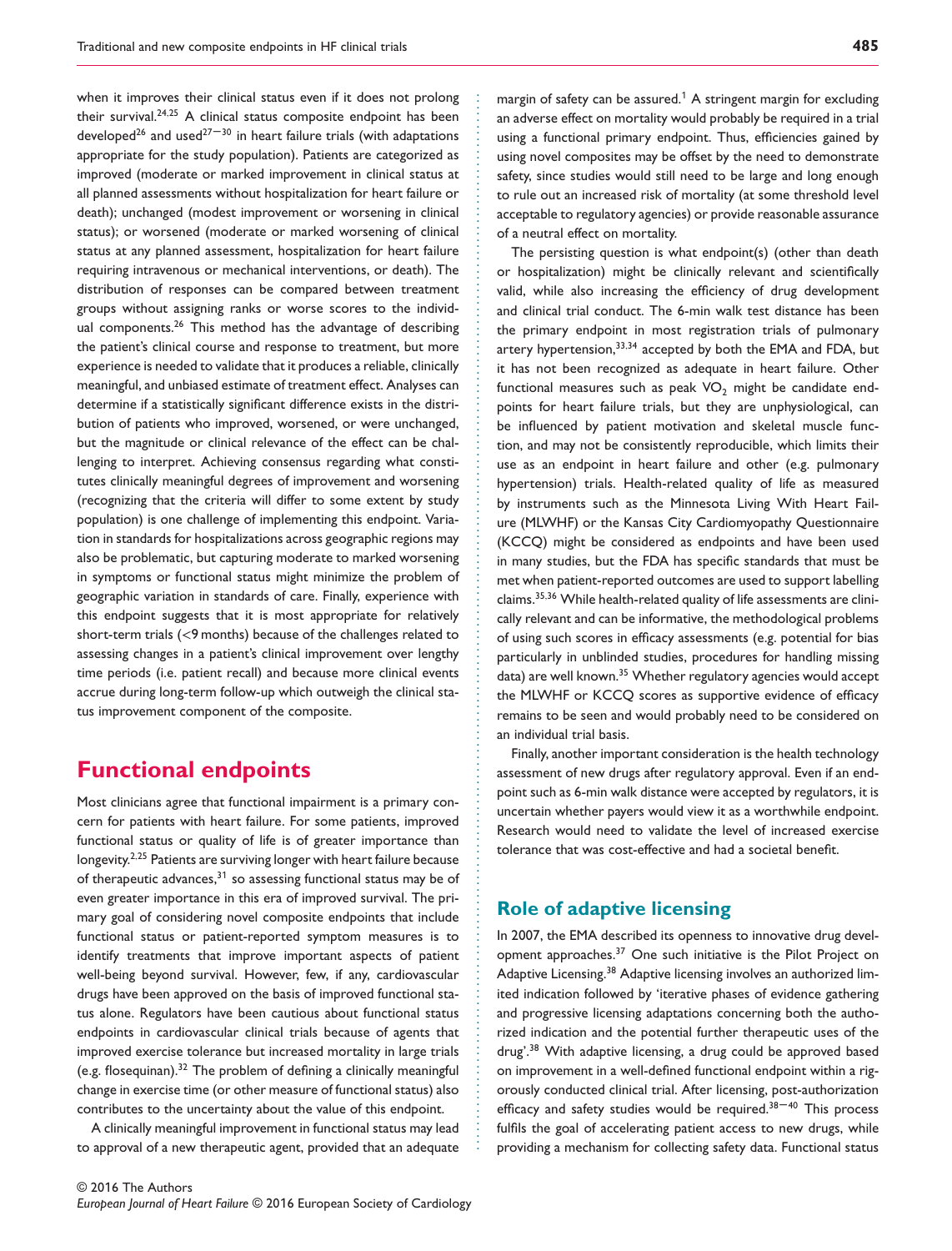when it improves their clinical status even if it does not prolong their survival.[24,25] A clinical status composite endpoint has been developed[26] and used[27–30] in heart failure trials (with adaptations appropriate for the study population). Patients are categorized as improved (moderate or marked improvement in clinical status at all planned assessments without hospitalization for heart failure or death); unchanged (modest improvement or worsening in clinical status); or worsened (moderate or marked worsening of clinical status at any planned assessment, hospitalization for heart failure requiring intravenous or mechanical interventions, or death). The distribution of responses can be compared between treatment groups without assigning ranks or worse scores to the individual components.[26] This method has the advantage of describing the patient's clinical course and response to treatment, but more experience is needed to validate that it produces a reliable, clinically meaningful, and unbiased estimate of treatment effect. Analyses can determine if a statistically significant difference exists in the distribution of patients who improved, worsened, or were unchanged, but the magnitude or clinical relevance of the effect can be challenging to interpret. Achieving consensus regarding what constitutes clinically meaningful degrees of improvement and worsening (recognizing that the criteria will differ to some extent by study population) is one challenge of implementing this endpoint. Variation in standards for hospitalizations across geographic regions may also be problematic, but capturing moderate to marked worsening in symptoms or functional status might minimize the problem of geographic variation in standards of care. Finally, experience with this endpoint suggests that it is most appropriate for relatively short-term trials (<9 months) because of the challenges related to assessing changes in a patient's clinical improvement over lengthy time periods (i.e. patient recall) and because more clinical events accrue during long-term follow-up which outweigh the clinical status improvement component of the composite.

# Functional endpoints

Most clinicians agree that functional impairment is a primary concern for patients with heart failure. For some patients, improved functional status or quality of life is of greater importance than longevity.[2,25] Patients are surviving longer with heart failure because of therapeutic advances,[31] so assessing functional status may be of even greater importance in this era of improved survival. The primary goal of considering novel composite endpoints that include functional status or patient-reported symptom measures is to identify treatments that improve important aspects of patient well-being beyond survival. However, few, if any, cardiovascular drugs have been approved on the basis of improved functional status alone. Regulators have been cautious about functional status endpoints in cardiovascular clinical trials because of agents that improved exercise tolerance but increased mortality in large trials (e.g. flosequinan).[32] The problem of defining a clinically meaningful change in exercise time (or other measure of functional status) also contributes to the uncertainty about the value of this endpoint.

A clinically meaningful improvement in functional status may lead to approval of a new therapeutic agent, provided that an adequate margin of safety can be assured.[1] A stringent margin for excluding an adverse effect on mortality would probably be required in a trial using a functional primary endpoint. Thus, efficiencies gained by using novel composites may be offset by the need to demonstrate safety, since studies would still need to be large and long enough to rule out an increased risk of mortality (at some threshold level acceptable to regulatory agencies) or provide reasonable assurance of a neutral effect on mortality.

The persisting question is what endpoint(s) (other than death or hospitalization) might be clinically relevant and scientifically valid, while also increasing the efficiency of drug development and clinical trial conduct. The 6-min walk test distance has been the primary endpoint in most registration trials of pulmonary artery hypertension,[33,34] accepted by both the EMA and FDA, but it has not been recognized as adequate in heart failure. Other functional measures such as peak $VO_2$ might be candidate endpoints for heart failure trials, but they are unphysiological, can be influenced by patient motivation and skeletal muscle function, and may not be consistently reproducible, which limits their use as an endpoint in heart failure and other (e.g. pulmonary hypertension) trials. Health-related quality of life as measured by instruments such as the Minnesota Living With Heart Failure (MLWHF) or the Kansas City Cardiomyopathy Questionnaire (KCCQ) might be considered as endpoints and have been used in many studies, but the FDA has specific standards that must be met when patient-reported outcomes are used to support labelling claims.[35,36] While health-related quality of life assessments are clinically relevant and can be informative, the methodological problems of using such scores in efficacy assessments (e.g. potential for bias particularly in unblinded studies, procedures for handling missing data) are well known.[35] Whether regulatory agencies would accept the MLWHF or KCCQ scores as supportive evidence of efficacy remains to be seen and would probably need to be considered on an individual trial basis.

Finally, another important consideration is the health technology assessment of new drugs after regulatory approval. Even if an endpoint such as 6-min walk distance were accepted by regulators, it is uncertain whether payers would view it as a worthwhile endpoint. Research would need to validate the level of increased exercise tolerance that was cost-effective and had a societal benefit.

## Role of adaptive licensing

In 2007, the EMA described its openness to innovative drug development approaches.[37] One such initiative is the Pilot Project on Adaptive Licensing.[38] Adaptive licensing involves an authorized limited indication followed by 'iterative phases of evidence gathering and progressive licensing adaptations concerning both the authorized indication and the potential further therapeutic uses of the drug'.[38] With adaptive licensing, a drug could be approved based on improvement in a well-defined functional endpoint within a rigorously conducted clinical trial. After licensing, post-authorization efficacy and safety studies would be required.[38–40] This process fulfils the goal of accelerating patient access to new drugs, while providing a mechanism for collecting safety data. Functional status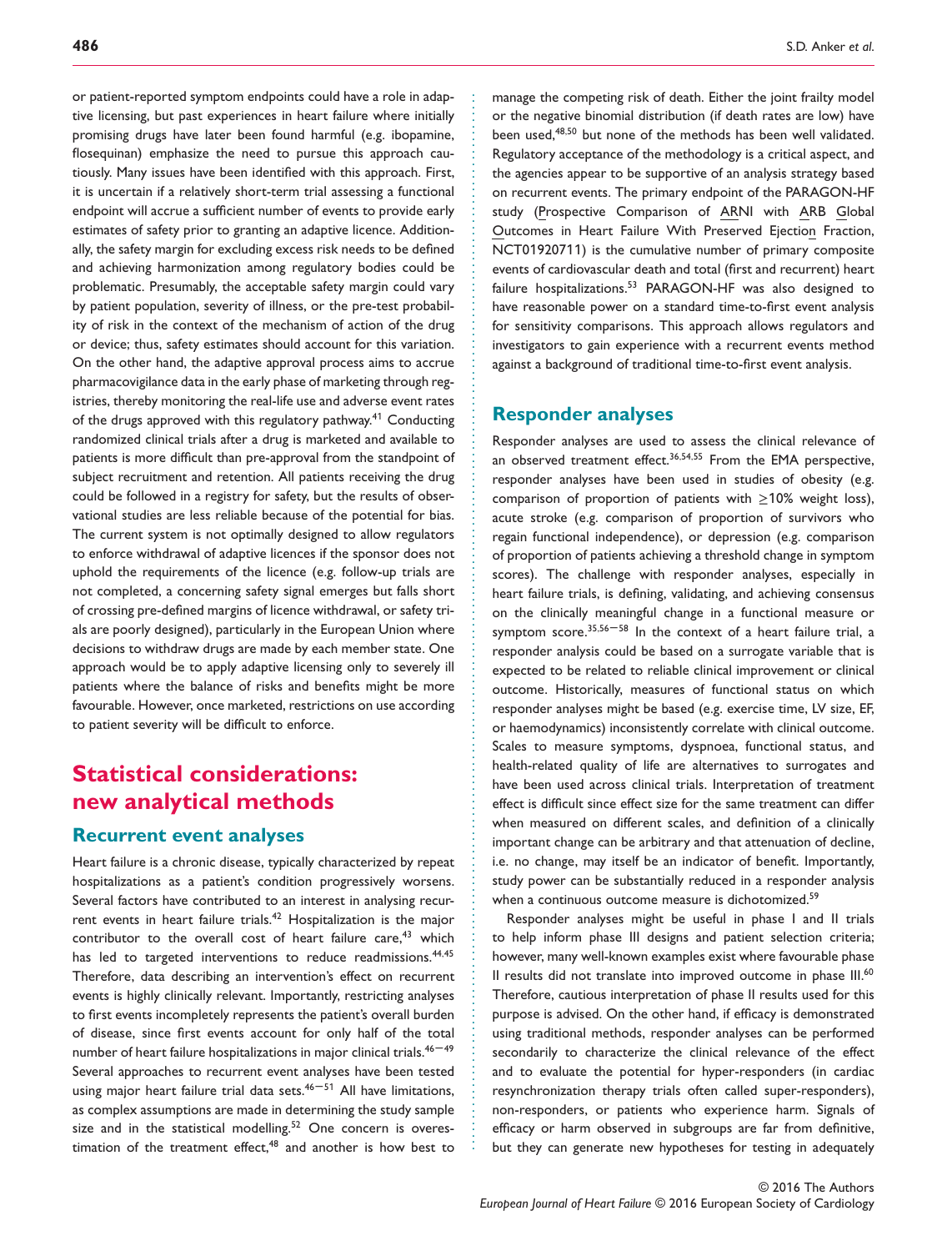or patient-reported symptom endpoints could have a role in adaptive licensing, but past experiences in heart failure where initially promising drugs have later been found harmful (e.g. ibopamine, flosequinan) emphasize the need to pursue this approach cautiously. Many issues have been identified with this approach. First, it is uncertain if a relatively short-term trial assessing a functional endpoint will accrue a sufficient number of events to provide early estimates of safety prior to granting an adaptive licence. Additionally, the safety margin for excluding excess risk needs to be defined and achieving harmonization among regulatory bodies could be problematic. Presumably, the acceptable safety margin could vary by patient population, severity of illness, or the pre-test probability of risk in the context of the mechanism of action of the drug or device; thus, safety estimates should account for this variation. On the other hand, the adaptive approval process aims to accrue pharmacovigilance data in the early phase of marketing through registries, thereby monitoring the real-life use and adverse event rates of the drugs approved with this regulatory pathway.[41] Conducting randomized clinical trials after a drug is marketed and available to patients is more difficult than pre-approval from the standpoint of subject recruitment and retention. All patients receiving the drug could be followed in a registry for safety, but the results of observational studies are less reliable because of the potential for bias. The current system is not optimally designed to allow regulators to enforce withdrawal of adaptive licences if the sponsor does not uphold the requirements of the licence (e.g. follow-up trials are not completed, a concerning safety signal emerges but falls short of crossing pre-defined margins of licence withdrawal, or safety trials are poorly designed), particularly in the European Union where decisions to withdraw drugs are made by each member state. One approach would be to apply adaptive licensing only to severely ill patients where the balance of risks and benefits might be more favourable. However, once marketed, restrictions on use according to patient severity will be difficult to enforce.

# Statistical considerations: new analytical methods

## Recurrent event analyses

Heart failure is a chronic disease, typically characterized by repeat hospitalizations as a patient's condition progressively worsens. Several factors have contributed to an interest in analysing recurrent events in heart failure trials.[42] Hospitalization is the major contributor to the overall cost of heart failure care,[43] which has led to targeted interventions to reduce readmissions.[44,45] Therefore, data describing an intervention's effect on recurrent events is highly clinically relevant. Importantly, restricting analyses to first events incompletely represents the patient's overall burden of disease, since first events account for only half of the total number of heart failure hospitalizations in major clinical trials.[46–49] Several approaches to recurrent event analyses have been tested using major heart failure trial data sets.[46–51] All have limitations, as complex assumptions are made in determining the study sample size and in the statistical modelling.[52] One concern is overestimation of the treatment effect,[48] and another is how best to manage the competing risk of death. Either the joint frailty model or the negative binomial distribution (if death rates are low) have been used,[48,50] but none of the methods has been well validated. Regulatory acceptance of the methodology is a critical aspect, and the agencies appear to be supportive of an analysis strategy based on recurrent events. The primary endpoint of the PARAGON-HF study (Prospective Comparison of ARNI with ARB Global Outcomes in Heart Failure With Preserved Ejection Fraction, NCT01920711) is the cumulative number of primary composite events of cardiovascular death and total (first and recurrent) heart failure hospitalizations.[53] PARAGON-HF was also designed to have reasonable power on a standard time-to-first event analysis for sensitivity comparisons. This approach allows regulators and investigators to gain experience with a recurrent events method against a background of traditional time-to-first event analysis.

## Responder analyses

Responder analyses are used to assess the clinical relevance of an observed treatment effect.[36,54,55] From the EMA perspective, responder analyses have been used in studies of obesity (e.g. comparison of proportion of patients with ≥10% weight loss), acute stroke (e.g. comparison of proportion of survivors who regain functional independence), or depression (e.g. comparison of proportion of patients achieving a threshold change in symptom scores). The challenge with responder analyses, especially in heart failure trials, is defining, validating, and achieving consensus on the clinically meaningful change in a functional measure or symptom score.[35,56–58] In the context of a heart failure trial, a responder analysis could be based on a surrogate variable that is expected to be related to reliable clinical improvement or clinical outcome. Historically, measures of functional status on which responder analyses might be based (e.g. exercise time, LV size, EF, or haemodynamics) inconsistently correlate with clinical outcome. Scales to measure symptoms, dyspnoea, functional status, and health-related quality of life are alternatives to surrogates and have been used across clinical trials. Interpretation of treatment effect is difficult since effect size for the same treatment can differ when measured on different scales, and definition of a clinically important change can be arbitrary and that attenuation of decline, i.e. no change, may itself be an indicator of benefit. Importantly, study power can be substantially reduced in a responder analysis when a continuous outcome measure is dichotomized.[59]

Responder analyses might be useful in phase I and II trials to help inform phase III designs and patient selection criteria; however, many well-known examples exist where favourable phase II results did not translate into improved outcome in phase III.[60] Therefore, cautious interpretation of phase II results used for this purpose is advised. On the other hand, if efficacy is demonstrated using traditional methods, responder analyses can be performed secondarily to characterize the clinical relevance of the effect and to evaluate the potential for hyper-responders (in cardiac resynchronization therapy trials often called super-responders), non-responders, or patients who experience harm. Signals of efficacy or harm observed in subgroups are far from definitive, but they can generate new hypotheses for testing in adequately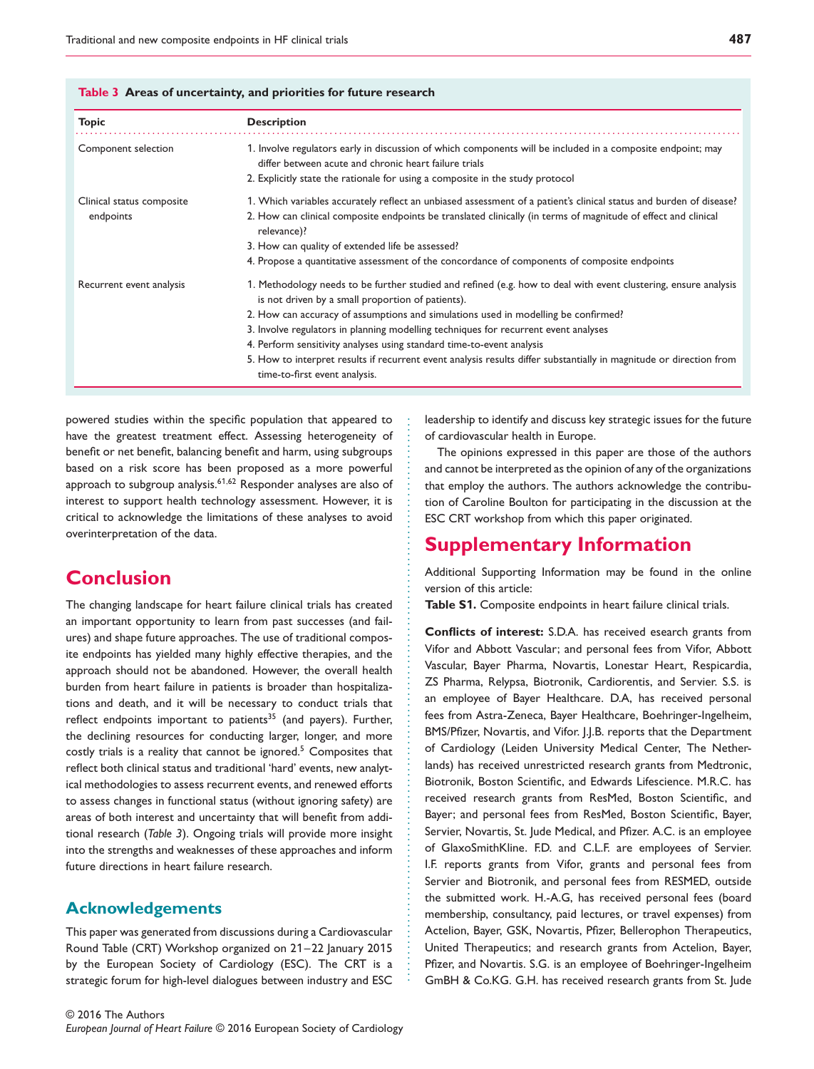**Table 3 Areas of uncertainty, and priorities for future research**

| Topic | Description |
|---|---|
| Component selection | 1. Involve regulators early in discussion of which components will be included in a composite endpoint; may differ between acute and chronic heart failure trials<br>2. Explicitly state the rationale for using a composite in the study protocol |
| Clinical status composite endpoints | 1. Which variables accurately reflect an unbiased assessment of a patient's clinical status and burden of disease?<br>2. How can clinical composite endpoints be translated clinically (in terms of magnitude of effect and clinical relevance)?<br>3. How can quality of extended life be assessed?<br>4. Propose a quantitative assessment of the concordance of components of composite endpoints |
| Recurrent event analysis | 1. Methodology needs to be further studied and refined (e.g. how to deal with event clustering, ensure analysis is not driven by a small proportion of patients).<br>2. How can accuracy of assumptions and simulations used in modelling be confirmed?<br>3. Involve regulators in planning modelling techniques for recurrent event analyses<br>4. Perform sensitivity analyses using standard time-to-event analysis<br>5. How to interpret results if recurrent event analysis results differ substantially in magnitude or direction from time-to-first event analysis. |

powered studies within the specific population that appeared to have the greatest treatment effect. Assessing heterogeneity of benefit or net benefit, balancing benefit and harm, using subgroups based on a risk score has been proposed as a more powerful approach to subgroup analysis.[61,62] Responder analyses are also of interest to support health technology assessment. However, it is critical to acknowledge the limitations of these analyses to avoid overinterpretation of the data.

# Conclusion

The changing landscape for heart failure clinical trials has created an important opportunity to learn from past successes (and failures) and shape future approaches. The use of traditional composite endpoints has yielded many highly effective therapies, and the approach should not be abandoned. However, the overall health burden from heart failure in patients is broader than hospitalizations and death, and it will be necessary to conduct trials that reflect endpoints important to patients[35] (and payers). Further, the declining resources for conducting larger, longer, and more costly trials is a reality that cannot be ignored.[5] Composites that reflect both clinical status and traditional 'hard' events, new analytical methodologies to assess recurrent events, and renewed efforts to assess changes in functional status (without ignoring safety) are areas of both interest and uncertainty that will benefit from additional research (*Table 3*). Ongoing trials will provide more insight into the strengths and weaknesses of these approaches and inform future directions in heart failure research.

## Acknowledgements

This paper was generated from discussions during a Cardiovascular Round Table (CRT) Workshop organized on 21–22 January 2015 by the European Society of Cardiology (ESC). The CRT is a strategic forum for high-level dialogues between industry and ESC leadership to identify and discuss key strategic issues for the future of cardiovascular health in Europe.

The opinions expressed in this paper are those of the authors and cannot be interpreted as the opinion of any of the organizations that employ the authors. The authors acknowledge the contribution of Caroline Boulton for participating in the discussion at the ESC CRT workshop from which this paper originated.

# Supplementary Information

Additional Supporting Information may be found in the online version of this article:

**Table S1.** Composite endpoints in heart failure clinical trials.

**Conflicts of interest:** S.D.A. has received esearch grants from Vifor and Abbott Vascular; and personal fees from Vifor, Abbott Vascular, Bayer Pharma, Novartis, Lonestar Heart, Respicardia, ZS Pharma, Relypsa, Biotronik, Cardiorentis, and Servier. S.S. is an employee of Bayer Healthcare. D.A, has received personal fees from Astra-Zeneca, Bayer Healthcare, Boehringer-Ingelheim, BMS/Pfizer, Novartis, and Vifor. J.J.B. reports that the Department of Cardiology (Leiden University Medical Center, The Netherlands) has received unrestricted research grants from Medtronic, Biotronik, Boston Scientific, and Edwards Lifescience. M.R.C. has received research grants from ResMed, Boston Scientific, and Bayer; and personal fees from ResMed, Boston Scientific, Bayer, Servier, Novartis, St. Jude Medical, and Pfizer. A.C. is an employee of GlaxoSmithKline. F.D. and C.L.F. are employees of Servier. I.F. reports grants from Vifor, grants and personal fees from Servier and Biotronik, and personal fees from RESMED, outside the submitted work. H.-A.G, has received personal fees (board membership, consultancy, paid lectures, or travel expenses) from Actelion, Bayer, GSK, Novartis, Pfizer, Bellerophon Therapeutics, United Therapeutics; and research grants from Actelion, Bayer, Pfizer, and Novartis. S.G. is an employee of Boehringer-Ingelheim GmbH & Co.KG. G.H. has received research grants from St. Jude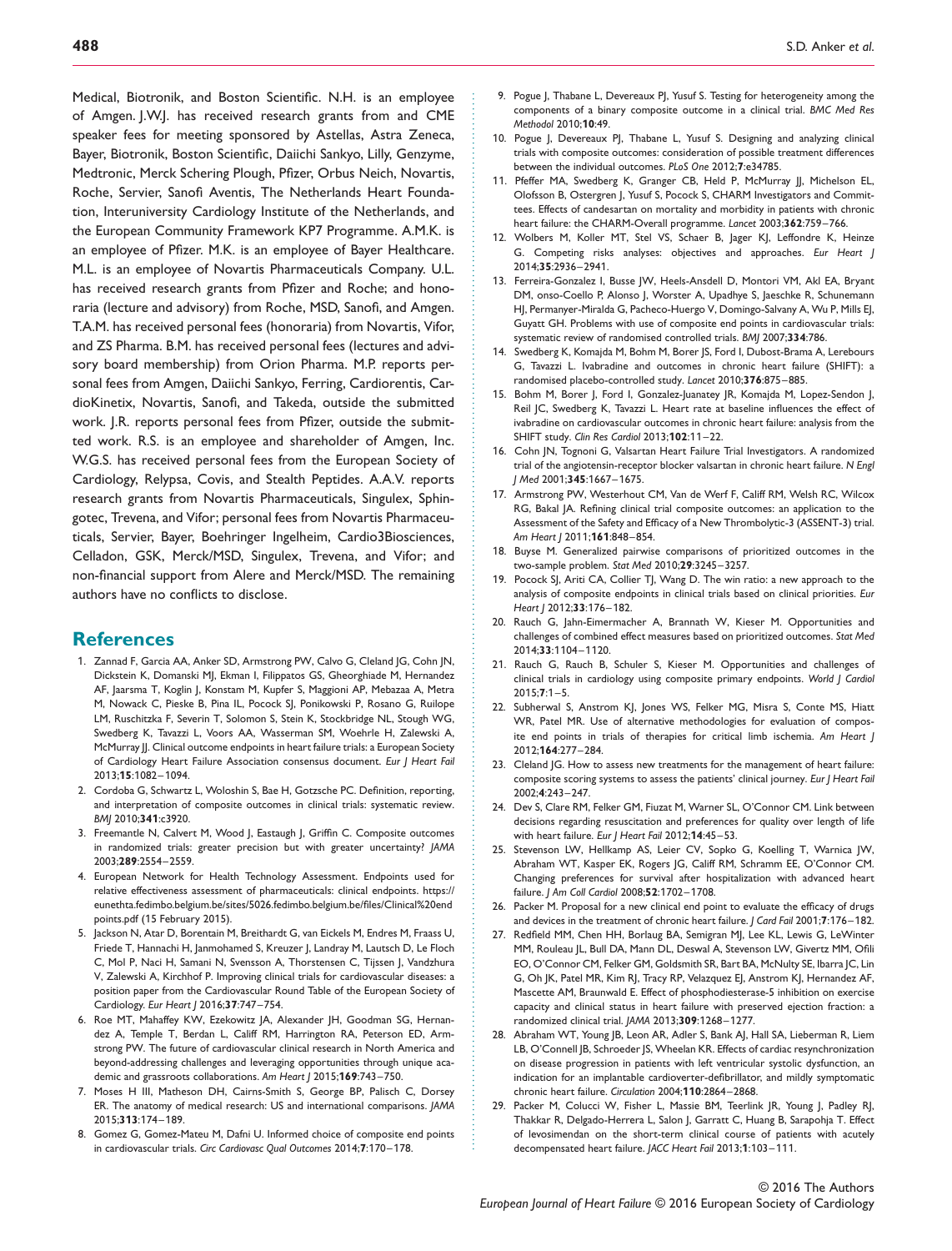Medical, Biotronik, and Boston Scientific. N.H. is an employee of Amgen. J.W.J. has received research grants from and CME speaker fees for meeting sponsored by Astellas, Astra Zeneca, Bayer, Biotronik, Boston Scientific, Daiichi Sankyo, Lilly, Genzyme, Medtronic, Merck Schering Plough, Pfizer, Orbus Neich, Novartis, Roche, Servier, Sanofi Aventis, The Netherlands Heart Foundation, Interuniversity Cardiology Institute of the Netherlands, and the European Community Framework KP7 Programme. A.M.K. is an employee of Pfizer. M.K. is an employee of Bayer Healthcare. M.L. is an employee of Novartis Pharmaceuticals Company. U.L. has received research grants from Pfizer and Roche; and honoraria (lecture and advisory) from Roche, MSD, Sanofi, and Amgen. T.A.M. has received personal fees (honoraria) from Novartis, Vifor, and ZS Pharma. B.M. has received personal fees (lectures and advisory board membership) from Orion Pharma. M.P. reports personal fees from Amgen, Daiichi Sankyo, Ferring, Cardiorentis, CardioKinetix, Novartis, Sanofi, and Takeda, outside the submitted work. J.R. reports personal fees from Pfizer, outside the submitted work. R.S. is an employee and shareholder of Amgen, Inc. W.G.S. has received personal fees from the European Society of Cardiology, Relypsa, Covis, and Stealth Peptides. A.A.V. reports research grants from Novartis Pharmaceuticals, Singulex, Sphingotec, Trevena, and Vifor; personal fees from Novartis Pharmaceuticals, Servier, Bayer, Boehringer Ingelheim, Cardio3Biosciences, Celladon, GSK, Merck/MSD, Singulex, Trevena, and Vifor; and non-financial support from Alere and Merck/MSD. The remaining authors have no conflicts to disclose.

## References

1. Zannad F, Garcia AA, Anker SD, Armstrong PW, Calvo G, Cleland JG, Cohn JN, Dickstein K, Domanski MJ, Ekman I, Filippatos GS, Gheorghiade M, Hernandez AF, Jaarsma T, Koglin J, Konstam M, Kupfer S, Maggioni AP, Mebazaa A, Metra M, Nowack C, Pieske B, Pina IL, Pocock SJ, Ponikowski P, Rosano G, Ruilope LM, Ruschitzka F, Severin T, Solomon S, Stein K, Stockbridge NL, Stough WG, Swedberg K, Tavazzi L, Voors AA, Wasserman SM, Woehrle H, Zalewski A, McMurray JJ. Clinical outcome endpoints in heart failure trials: a European Society of Cardiology Heart Failure Association consensus document. *Eur J Heart Fail* 2013;**15**:1082–1094.
2. Cordoba G, Schwartz L, Woloshin S, Bae H, Gotzsche PC. Definition, reporting, and interpretation of composite outcomes in clinical trials: systematic review. *BMJ* 2010;**341**:c3920.
3. Freemantle N, Calvert M, Wood J, Eastaugh J, Griffin C. Composite outcomes in randomized trials: greater precision but with greater uncertainty? *JAMA* 2003;**289**:2554–2559.
4. European Network for Health Technology Assessment. Endpoints used for relative effectiveness assessment of pharmaceuticals: clinical endpoints. https://eunethta.fedimbo.belgium.be/sites/5026.fedimbo.belgium.be/files/Clinical%20endpoints.pdf (15 February 2015).
5. Jackson N, Atar D, Borentain M, Breithardt G, van Eickels M, Endres M, Fraass U, Friede T, Hannachi H, Janmohamed S, Kreuzer J, Landray M, Lautsch D, Le Floch C, Mol P, Naci H, Samani N, Svensson A, Thorstensen C, Tijssen J, Vandzhura V, Zalewski A, Kirchhof P. Improving clinical trials for cardiovascular diseases: a position paper from the Cardiovascular Round Table of the European Society of Cardiology. *Eur Heart J* 2016;**37**:747–754.
6. Roe MT, Mahaffey KW, Ezekowitz JA, Alexander JH, Goodman SG, Hernandez A, Temple T, Berdan L, Califf RM, Harrington RA, Peterson ED, Armstrong PW. The future of cardiovascular clinical research in North America and beyond-addressing challenges and leveraging opportunities through unique academic and grassroots collaborations. *Am Heart J* 2015;**169**:743–750.
7. Moses H III, Matheson DH, Cairns-Smith S, George BP, Palisch C, Dorsey ER. The anatomy of medical research: US and international comparisons. *JAMA* 2015;**313**:174–189.
8. Gomez G, Gomez-Mateu M, Dafni U. Informed choice of composite end points in cardiovascular trials. *Circ Cardiovasc Qual Outcomes* 2014;**7**:170–178.
9. Pogue J, Thabane L, Devereaux PJ, Yusuf S. Testing for heterogeneity among the components of a binary composite outcome in a clinical trial. *BMC Med Res Methodol* 2010;**10**:49.
10. Pogue J, Devereaux PJ, Thabane L, Yusuf S. Designing and analyzing clinical trials with composite outcomes: consideration of possible treatment differences between the individual outcomes. *PLoS One* 2012;**7**:e34785.
11. Pfeffer MA, Swedberg K, Granger CB, Held P, McMurray JJ, Michelson EL, Olofsson B, Ostergren J, Yusuf S, Pocock S, CHARM Investigators and Committees. Effects of candesartan on mortality and morbidity in patients with chronic heart failure: the CHARM-Overall programme. *Lancet* 2003;**362**:759–766.
12. Wolbers M, Koller MT, Stel VS, Schaer B, Jager KJ, Leffondre K, Heinze G. Competing risks analyses: objectives and approaches. *Eur Heart J* 2014;**35**:2936–2941.
13. Ferreira-Gonzalez I, Busse JW, Heels-Ansdell D, Montori VM, Akl EA, Bryant DM, onso-Coello P, Alonso J, Worster A, Upadhye S, Jaeschke R, Schunemann HJ, Permanyer-Miralda G, Pacheco-Huergo V, Domingo-Salvany A, Wu P, Mills EJ, Guyatt GH. Problems with use of composite end points in cardiovascular trials: systematic review of randomised controlled trials. *BMJ* 2007;**334**:786.
14. Swedberg K, Komajda M, Bohm M, Borer JS, Ford I, Dubost-Brama A, Lerebours G, Tavazzi L. Ivabradine and outcomes in chronic heart failure (SHIFT): a randomised placebo-controlled study. *Lancet* 2010;**376**:875–885.
15. Bohm M, Borer J, Ford I, Gonzalez-Juanatey JR, Komajda M, Lopez-Sendon J, Reil JC, Swedberg K, Tavazzi L. Heart rate at baseline influences the effect of ivabradine on cardiovascular outcomes in chronic heart failure: analysis from the SHIFT study. *Clin Res Cardiol* 2013;**102**:11–22.
16. Cohn JN, Tognoni G, Valsartan Heart Failure Trial Investigators. A randomized trial of the angiotensin-receptor blocker valsartan in chronic heart failure. *N Engl J Med* 2001;**345**:1667–1675.
17. Armstrong PW, Westerhout CM, Van de Werf F, Califf RM, Welsh RC, Wilcox RG, Bakal JA. Refining clinical trial composite outcomes: an application to the Assessment of the Safety and Efficacy of a New Thrombolytic-3 (ASSENT-3) trial. *Am Heart J* 2011;**161**:848–854.
18. Buyse M. Generalized pairwise comparisons of prioritized outcomes in the two-sample problem. *Stat Med* 2010;**29**:3245–3257.
19. Pocock SJ, Ariti CA, Collier TJ, Wang D. The win ratio: a new approach to the analysis of composite endpoints in clinical trials based on clinical priorities. *Eur Heart J* 2012;**33**:176–182.
20. Rauch G, Jahn-Eimermacher A, Brannath W, Kieser M. Opportunities and challenges of combined effect measures based on prioritized outcomes. *Stat Med* 2014;**33**:1104–1120.
21. Rauch G, Rauch B, Schuler S, Kieser M. Opportunities and challenges of clinical trials in cardiology using composite primary endpoints. *World J Cardiol* 2015;**7**:1–5.
22. Subherwal S, Anstrom KJ, Jones WS, Felker MG, Misra S, Conte MS, Hiatt WR, Patel MR. Use of alternative methodologies for evaluation of composite end points in trials of therapies for critical limb ischemia. *Am Heart J* 2012;**164**:277–284.
23. Cleland JG. How to assess new treatments for the management of heart failure: composite scoring systems to assess the patients' clinical journey. *Eur J Heart Fail* 2002;**4**:243–247.
24. Dev S, Clare RM, Felker GM, Fiuzat M, Warner SL, O'Connor CM. Link between decisions regarding resuscitation and preferences for quality over length of life with heart failure. *Eur J Heart Fail* 2012;**14**:45–53.
25. Stevenson LW, Hellkamp AS, Leier CV, Sopko G, Koelling T, Warnica JW, Abraham WT, Kasper EK, Rogers JG, Califf RM, Schramm EE, O'Connor CM. Changing preferences for survival after hospitalization with advanced heart failure. *J Am Coll Cardiol* 2008;**52**:1702–1708.
26. Packer M. Proposal for a new clinical end point to evaluate the efficacy of drugs and devices in the treatment of chronic heart failure. *J Card Fail* 2001;**7**:176–182.
27. Redfield MM, Chen HH, Borlaug BA, Semigran MJ, Lee KL, Lewis G, LeWinter MM, Rouleau JL, Bull DA, Mann DL, Deswal A, Stevenson LW, Givertz MM, Ofili EO, O'Connor CM, Felker GM, Goldsmith SR, Bart BA, McNulty SE, Ibarra JC, Lin G, Oh JK, Patel MR, Kim RJ, Tracy RP, Velazquez EJ, Anstrom KJ, Hernandez AF, Mascette AM, Braunwald E. Effect of phosphodiesterase-5 inhibition on exercise capacity and clinical status in heart failure with preserved ejection fraction: a randomized clinical trial. *JAMA* 2013;**309**:1268–1277.
28. Wolbers MT, Young JB, Leon AR, Adler S, Bank AJ, Hall SA, Lieberman R, Liem LB, O'Connell JB, Schroeder JS, Wheelan KR. Effects of cardiac resynchronization on disease progression in patients with left ventricular systolic dysfunction, an indication for an implantable cardioverter-defibrillator, and mildly symptomatic chronic heart failure. *Circulation* 2004;**110**:2864–2868.
29. Packer M, Colucci W, Fisher L, Massie BM, Teerlink JR, Young J, Padley RJ, Thakkar R, Delgado-Herrera L, Salon J, Garratt C, Huang B, Sarapohja T. Effect of levosimendan on the short-term clinical course of patients with acutely decompensated heart failure. *JACC Heart Fail* 2013;**1**:103–111.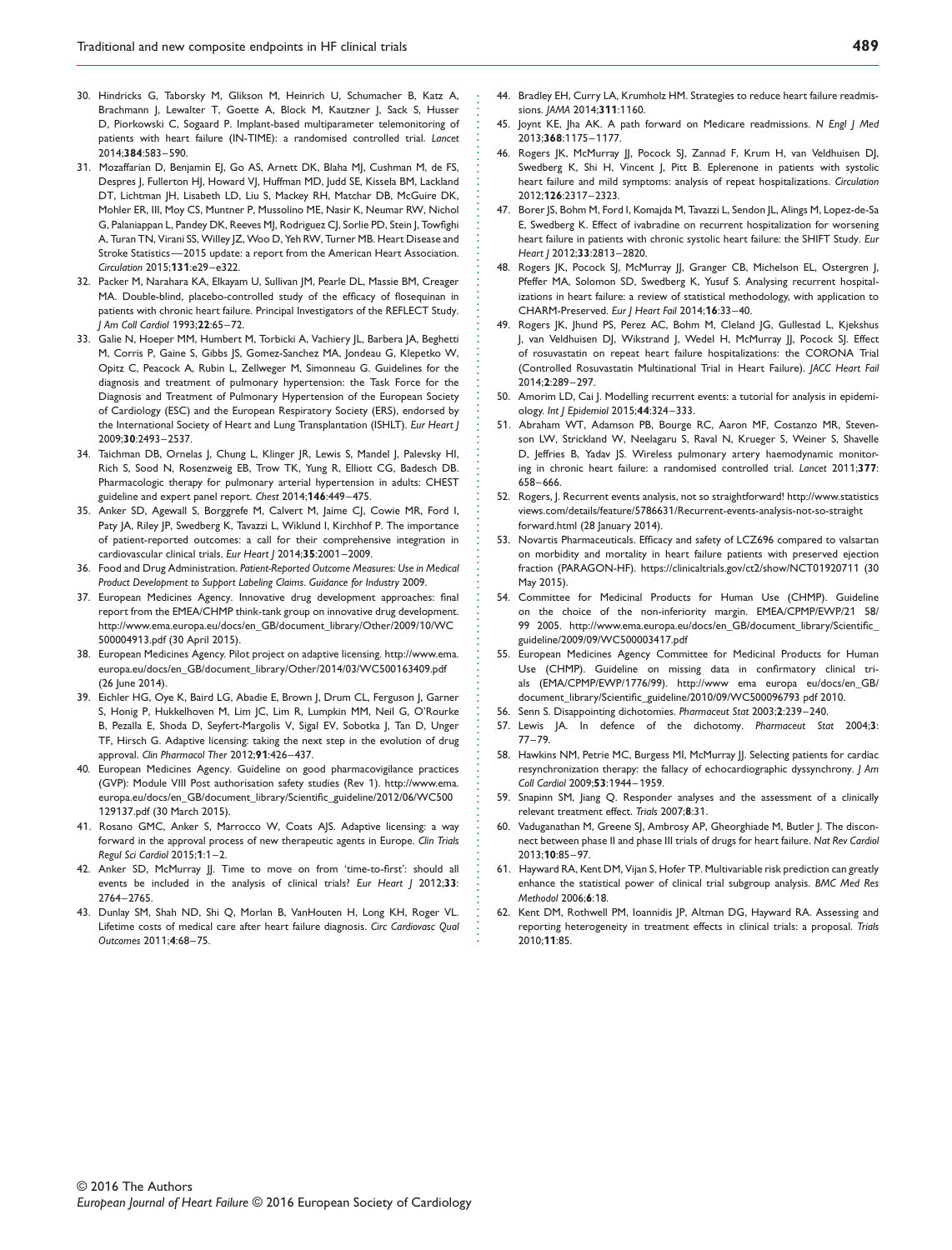30. Hindricks G, Taborsky M, Glikson M, Heinrich U, Schumacher B, Katz A, Brachmann J, Lewalter T, Goette A, Block M, Kautzner J, Sack S, Husser D, Piorkowski C, Sogaard P. Implant-based multiparameter telemonitoring of patients with heart failure (IN-TIME): a randomised controlled trial. *Lancet* 2014;**384**:583–590.
31. Mozaffarian D, Benjamin EJ, Go AS, Arnett DK, Blaha MJ, Cushman M, de FS, Despres J, Fullerton HJ, Howard VJ, Huffman MD, Judd SE, Kissela BM, Lackland DT, Lichtman JH, Lisabeth LD, Liu S, Mackey RH, Matchar DB, McGuire DK, Mohler ER, III, Moy CS, Muntner P, Mussolino ME, Nasir K, Neumar RW, Nichol G, Palaniappan L, Pandey DK, Reeves MJ, Rodriguez CJ, Sorlie PD, Stein J, Towfighi A, Turan TN, Virani SS, Willey JZ, Woo D, Yeh RW, Turner MB. Heart Disease and Stroke Statistics—2015 update: a report from the American Heart Association. *Circulation* 2015;**131**:e29–e322.
32. Packer M, Narahara KA, Elkayam U, Sullivan JM, Pearle DL, Massie BM, Creager MA. Double-blind, placebo-controlled study of the efficacy of flosequinan in patients with chronic heart failure. Principal Investigators of the REFLECT Study. *J Am Coll Cardiol* 1993;**22**:65–72.
33. Galie N, Hoeper MM, Humbert M, Torbicki A, Vachiery JL, Barbera JA, Beghetti M, Corris P, Gaine S, Gibbs JS, Gomez-Sanchez MA, Jondeau G, Klepetko W, Opitz C, Peacock A, Rubin L, Zellweger M, Simonneau G. Guidelines for the diagnosis and treatment of pulmonary hypertension: the Task Force for the Diagnosis and Treatment of Pulmonary Hypertension of the European Society of Cardiology (ESC) and the European Respiratory Society (ERS), endorsed by the International Society of Heart and Lung Transplantation (ISHLT). *Eur Heart J* 2009;**30**:2493–2537.
34. Taichman DB, Ornelas J, Chung L, Klinger JR, Lewis S, Mandel J, Palevsky HI, Rich S, Sood N, Rosenzweig EB, Trow TK, Yung R, Elliott CG, Badesch DB. Pharmacologic therapy for pulmonary arterial hypertension in adults: CHEST guideline and expert panel report. *Chest* 2014;**146**:449–475.
35. Anker SD, Agewall S, Borggrefe M, Calvert M, Jaime CJ, Cowie MR, Ford I, Paty JA, Riley JP, Swedberg K, Tavazzi L, Wiklund I, Kirchhof P. The importance of patient-reported outcomes: a call for their comprehensive integration in cardiovascular clinical trials. *Eur Heart J* 2014;**35**:2001–2009.
36. Food and Drug Administration. *Patient-Reported Outcome Measures: Use in Medical Product Development to Support Labeling Claims. Guidance for Industry* 2009.
37. European Medicines Agency. Innovative drug development approaches: final report from the EMEA/CHMP think-tank group on innovative drug development. http://www.ema.europa.eu/docs/en_GB/document_library/Other/2009/10/WC500004913.pdf (30 April 2015).
38. European Medicines Agency. Pilot project on adaptive licensing. http://www.ema.europa.eu/docs/en_GB/document_library/Other/2014/03/WC500163409.pdf (26 June 2014).
39. Eichler HG, Oye K, Baird LG, Abadie E, Brown J, Drum CL, Ferguson J, Garner S, Honig P, Hukkelhoven M, Lim JC, Lim R, Lumpkin MM, Neil G, O'Rourke B, Pezalla E, Shoda D, Seyfert-Margolis V, Sigal EV, Sobotka J, Tan D, Unger TF, Hirsch G. Adaptive licensing: taking the next step in the evolution of drug approval. *Clin Pharmacol Ther* 2012;**91**:426–437.
40. European Medicines Agency. Guideline on good pharmacovigilance practices (GVP): Module VIII Post authorisation safety studies (Rev 1). http://www.ema.europa.eu/docs/en_GB/document_library/Scientific_guideline/2012/06/WC500129137.pdf (30 March 2015).
41. Rosano GMC, Anker S, Marrocco W, Coats AJS. Adaptive licensing: a way forward in the approval process of new therapeutic agents in Europe. *Clin Trials Regul Sci Cardiol* 2015;**1**:1–2.
42. Anker SD, McMurray JJ. Time to move on from 'time-to-first': should all events be included in the analysis of clinical trials? *Eur Heart J* 2012;**33**: 2764–2765.
43. Dunlay SM, Shah ND, Shi Q, Morlan B, VanHouten H, Long KH, Roger VL. Lifetime costs of medical care after heart failure diagnosis. *Circ Cardiovasc Qual Outcomes* 2011;**4**:68–75.
44. Bradley EH, Curry LA, Krumholz HM. Strategies to reduce heart failure readmissions. *JAMA* 2014;**311**:1160.
45. Joynt KE, Jha AK. A path forward on Medicare readmissions. *N Engl J Med* 2013;**368**:1175–1177.
46. Rogers JK, McMurray JJ, Pocock SJ, Zannad F, Krum H, van Veldhuisen DJ, Swedberg K, Shi H, Vincent J, Pitt B. Eplerenone in patients with systolic heart failure and mild symptoms: analysis of repeat hospitalizations. *Circulation* 2012;**126**:2317–2323.
47. Borer JS, Bohm M, Ford I, Komajda M, Tavazzi L, Sendon JL, Alings M, Lopez-de-Sa E, Swedberg K. Effect of ivabradine on recurrent hospitalization for worsening heart failure in patients with chronic systolic heart failure: the SHIFT Study. *Eur Heart J* 2012;**33**:2813–2820.
48. Rogers JK, Pocock SJ, McMurray JJ, Granger CB, Michelson EL, Ostergren J, Pfeffer MA, Solomon SD, Swedberg K, Yusuf S. Analysing recurrent hospitalizations in heart failure: a review of statistical methodology, with application to CHARM-Preserved. *Eur J Heart Fail* 2014;**16**:33–40.
49. Rogers JK, Jhund PS, Perez AC, Bohm M, Cleland JG, Gullestad L, Kjekshus J, van Veldhuisen DJ, Wikstrand J, Wedel H, McMurray JJ, Pocock SJ. Effect of rosuvastatin on repeat heart failure hospitalizations: the CORONA Trial (Controlled Rosuvastatin Multinational Trial in Heart Failure). *JACC Heart Fail* 2014;**2**:289–297.
50. Amorim LD, Cai J. Modelling recurrent events: a tutorial for analysis in epidemiology. *Int J Epidemiol* 2015;**44**:324–333.
51. Abraham WT, Adamson PB, Bourge RC, Aaron MF, Costanzo MR, Stevenson LW, Strickland W, Neelagaru S, Raval N, Krueger S, Weiner S, Shavelle D, Jeffries B, Yadav JS. Wireless pulmonary artery haemodynamic monitoring in chronic heart failure: a randomised controlled trial. *Lancet* 2011;**377**: 658–666.
52. Rogers, J. Recurrent events analysis, not so straightforward! http://www.statisticsviews.com/details/feature/5786631/Recurrent-events-analysis-not-so-straightforward.html (28 January 2014).
53. Novartis Pharmaceuticals. Efficacy and safety of LCZ696 compared to valsartan on morbidity and mortality in heart failure patients with preserved ejection fraction (PARAGON-HF). https://clinicaltrials.gov/ct2/show/NCT01920711 (30 May 2015).
54. Committee for Medicinal Products for Human Use (CHMP). Guideline on the choice of the non-inferiority margin. EMEA/CPMP/EWP/21 58/99 2005. http://www.ema.europa.eu/docs/en_GB/document_library/Scientific_guideline/2009/09/WC500003417.pdf
55. European Medicines Agency Committee for Medicinal Products for Human Use (CHMP). Guideline on missing data in confirmatory clinical trials (EMA/CPMP/EWP/1776/99). http://www ema europa eu/docs/en_GB/document_library/Scientific_guideline/2010/09/WC500096793 pdf 2010.
56. Senn S. Disappointing dichotomies. *Pharmaceut Stat* 2003;**2**:239–240.
57. Lewis JA. In defence of the dichotomy. *Pharmaceut Stat* 2004;**3**: 77–79.
58. Hawkins NM, Petrie MC, Burgess MI, McMurray JJ. Selecting patients for cardiac resynchronization therapy: the fallacy of echocardiographic dyssynchrony. *J Am Coll Cardiol* 2009;**53**:1944–1959.
59. Snapinn SM, Jiang Q. Responder analyses and the assessment of a clinically relevant treatment effect. *Trials* 2007;**8**:31.
60. Vaduganathan M, Greene SJ, Ambrosy AP, Gheorghiade M, Butler J. The disconnect between phase II and phase III trials of drugs for heart failure. *Nat Rev Cardiol* 2013;**10**:85–97.
61. Hayward RA, Kent DM, Vijan S, Hofer TP. Multivariable risk prediction can greatly enhance the statistical power of clinical trial subgroup analysis. *BMC Med Res Methodol* 2006;**6**:18.
62. Kent DM, Rothwell PM, Ioannidis JP, Altman DG, Hayward RA. Assessing and reporting heterogeneity in treatment effects in clinical trials: a proposal. *Trials* 2010;**11**:85.